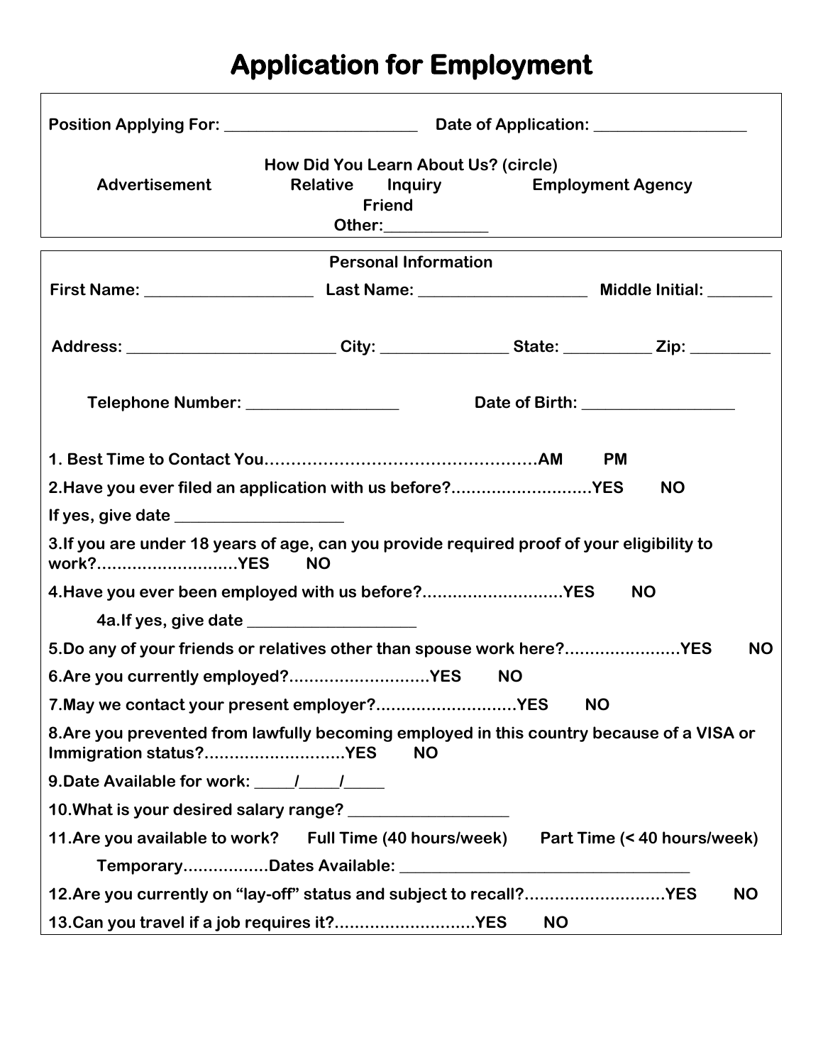# Application for Employment

**Position Applying For:** ________________________ **Date of Application:** ___________________

**How Did You Learn About Us? (circle)**

**Advertisement** **Relative** **Inquiry** **Employment Agency**
**Friend**
**Other:**_____________

**Personal Information**

**First Name:** ____________________ **Last Name:** ____________________ **Middle Initial:** ________

**Address:** _________________________ **City:** _______________ **State:** __________ **Zip:** _________

**Telephone Number:** __________________ **Date of Birth:** __________________

**1. Best Time to Contact You.................................................AM PM**

**2.Have you ever filed an application with us before?...........................YES NO**

**If yes, give date** ____________________

**3.If you are under 18 years of age, can you provide required proof of your eligibility to work?...........................YES NO**

**4.Have you ever been employed with us before?...........................YES NO**

**4a.If yes, give date** ____________________

**5.Do any of your friends or relatives other than spouse work here?......................YES NO**

**6.Are you currently employed?...........................YES NO**

**7.May we contact your present employer?...........................YES NO**

**8.Are you prevented from lawfully becoming employed in this country because of a VISA or Immigration status?...........................YES NO**

**9.Date Available for work:** _____/_____/_____

**10.What is your desired salary range?** ___________________

**11.Are you available to work? Full Time (40 hours/week) Part Time (< 40 hours/week)**

**Temporary................Dates Available:** ____________________________________

**12.Are you currently on "lay-off" status and subject to recall?...........................YES NO**

**13.Can you travel if a job requires it?...........................YES NO**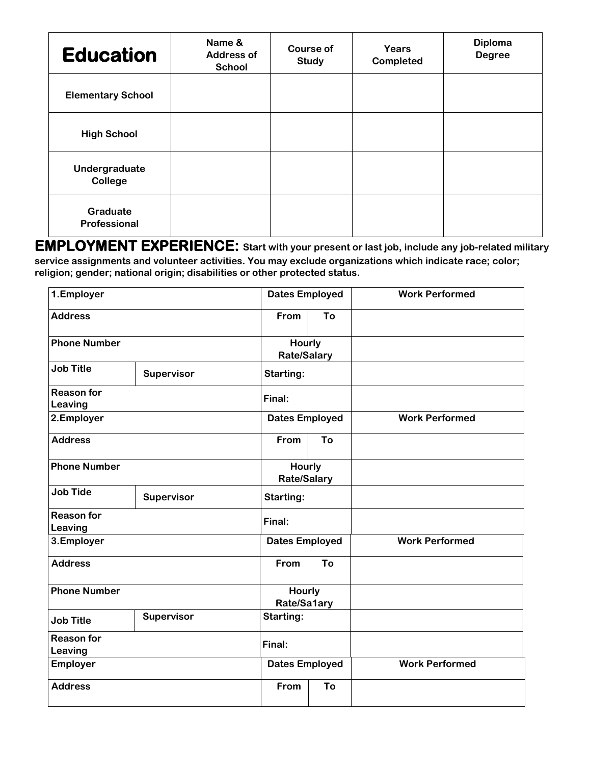| Education | Name & Address of School | Course of Study | Years Completed | Diploma Degree |
|---|---|---|---|---|
| Elementary School | | | | |
| High School | | | | |
| Undergraduate College | | | | |
| Graduate Professional | | | | |

**EMPLOYMENT EXPERIENCE:** **Start with your present or last job, include any job-related military service assignments and volunteer activities. You may exclude organizations which indicate race; color; religion; gender; national origin; disabilities or other protected status.**

| 1.Employer | | Dates Employed | | Work Performed |
|---|---|---|---|---|
| Address | | From | To | |
| Phone Number | | Hourly Rate/Salary | | |
| Job Title | Supervisor | Starting: | | |
| Reason for Leaving | | Final: | | |

| 2.Employer | | Dates Employed | | Work Performed |
|---|---|---|---|---|
| Address | | From | To | |
| Phone Number | | Hourly Rate/Salary | | |
| Job Tide | Supervisor | Starting: | | |
| Reason for Leaving | | Final: | | |

| 3.Employer | | Dates Employed | | Work Performed |
|---|---|---|---|---|
| Address | | From | To | |
| Phone Number | | Hourly Rate/Sa1ary | | |
| Job Title | Supervisor | Starting: | | |
| Reason for Leaving | | Final: | | |

| Employer | | Dates Employed | | Work Performed |
|---|---|---|---|---|
| Address | | From | To | |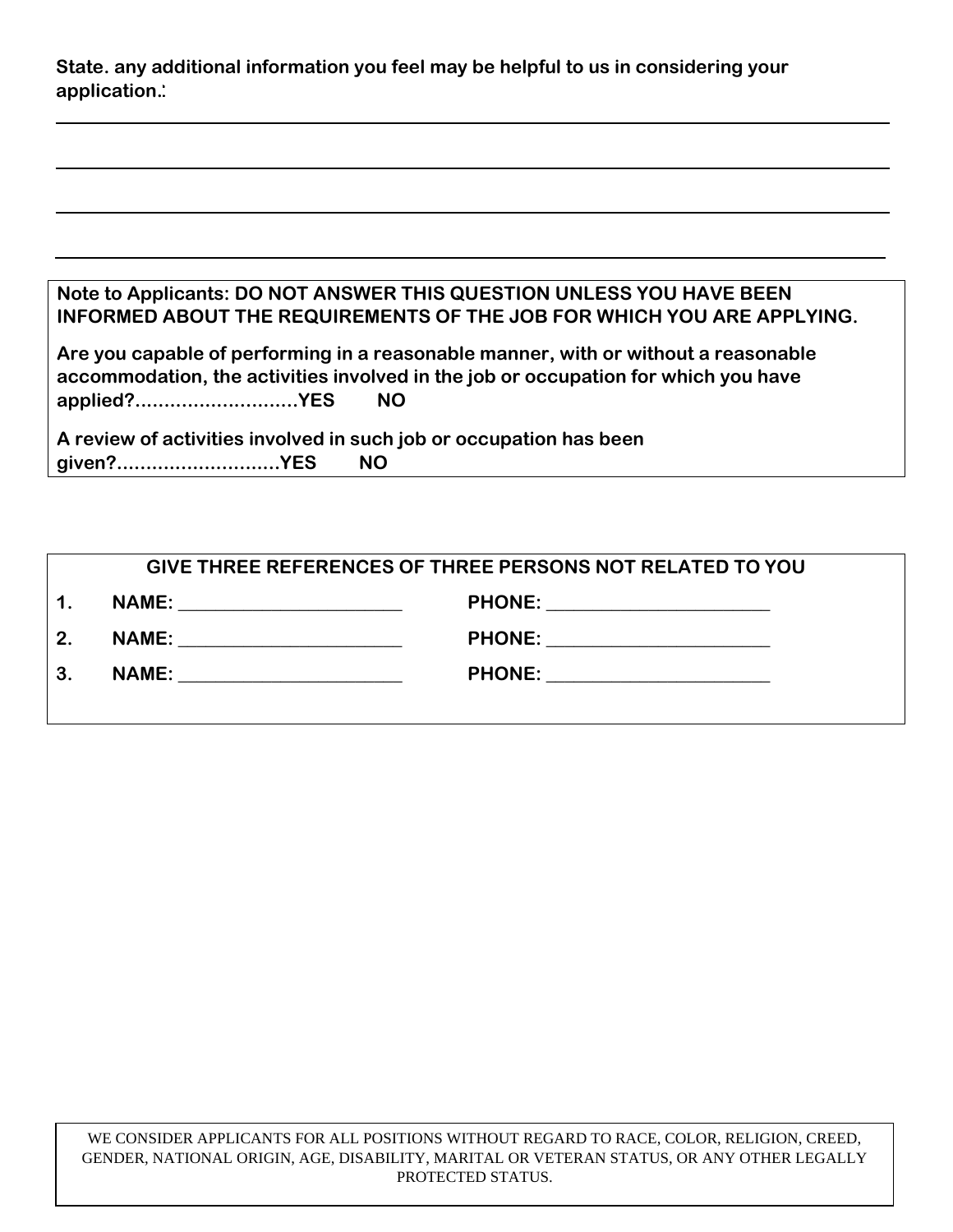**State. any additional information you feel may be helpful to us in considering your application.:**

\_\_\_\_\_\_\_\_\_\_\_\_\_\_\_\_\_\_\_\_\_\_\_\_\_\_\_\_\_\_\_\_\_\_\_\_\_\_\_\_\_\_\_\_\_\_\_\_\_\_\_\_\_\_\_\_\_\_\_\_\_\_\_\_\_\_\_\_\_\_\_\_\_\_\_\_

\_\_\_\_\_\_\_\_\_\_\_\_\_\_\_\_\_\_\_\_\_\_\_\_\_\_\_\_\_\_\_\_\_\_\_\_\_\_\_\_\_\_\_\_\_\_\_\_\_\_\_\_\_\_\_\_\_\_\_\_\_\_\_\_\_\_\_\_\_\_\_\_\_\_\_\_

\_\_\_\_\_\_\_\_\_\_\_\_\_\_\_\_\_\_\_\_\_\_\_\_\_\_\_\_\_\_\_\_\_\_\_\_\_\_\_\_\_\_\_\_\_\_\_\_\_\_\_\_\_\_\_\_\_\_\_\_\_\_\_\_\_\_\_\_\_\_\_\_\_\_\_\_

\_\_\_\_\_\_\_\_\_\_\_\_\_\_\_\_\_\_\_\_\_\_\_\_\_\_\_\_\_\_\_\_\_\_\_\_\_\_\_\_\_\_\_\_\_\_\_\_\_\_\_\_\_\_\_\_\_\_\_\_\_\_\_\_\_\_\_\_\_\_\_\_\_\_\_\_

**Note to Applicants: DO NOT ANSWER THIS QUESTION UNLESS YOU HAVE BEEN INFORMED ABOUT THE REQUIREMENTS OF THE JOB FOR WHICH YOU ARE APPLYING.**

**Are you capable of performing in a reasonable manner, with or without a reasonable accommodation, the activities involved in the job or occupation for which you have applied?............................YES NO**

**A review of activities involved in such job or occupation has been given?............................YES NO**

**GIVE THREE REFERENCES OF THREE PERSONS NOT RELATED TO YOU**

**1. NAME:** \_\_\_\_\_\_\_\_\_\_\_\_\_\_\_\_\_\_\_\_\_\_\_\_ **PHONE:** \_\_\_\_\_\_\_\_\_\_\_\_\_\_\_\_\_\_\_\_\_\_\_\_

**2. NAME:** \_\_\_\_\_\_\_\_\_\_\_\_\_\_\_\_\_\_\_\_\_\_\_\_ **PHONE:** \_\_\_\_\_\_\_\_\_\_\_\_\_\_\_\_\_\_\_\_\_\_\_\_

**3. NAME:** \_\_\_\_\_\_\_\_\_\_\_\_\_\_\_\_\_\_\_\_\_\_\_\_ **PHONE:** \_\_\_\_\_\_\_\_\_\_\_\_\_\_\_\_\_\_\_\_\_\_\_\_

WE CONSIDER APPLICANTS FOR ALL POSITIONS WITHOUT REGARD TO RACE, COLOR, RELIGION, CREED, GENDER, NATIONAL ORIGIN, AGE, DISABILITY, MARITAL OR VETERAN STATUS, OR ANY OTHER LEGALLY PROTECTED STATUS.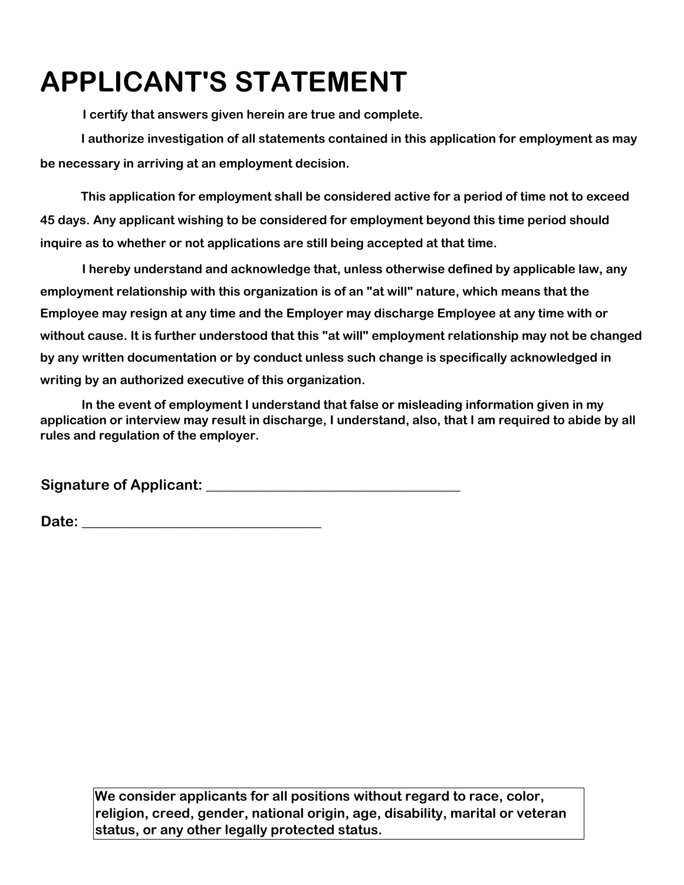# APPLICANT'S STATEMENT

**I certify that answers given herein are true and complete.**

**I authorize investigation of all statements contained in this application for employment as may be necessary in arriving at an employment decision.**

**This application for employment shall be considered active for a period of time not to exceed 45 days. Any applicant wishing to be considered for employment beyond this time period should inquire as to whether or not applications are still being accepted at that time.**

**I hereby understand and acknowledge that, unless otherwise defined by applicable law, any employment relationship with this organization is of an "at will" nature, which means that the Employee may resign at any time and the Employer may discharge Employee at any time with or without cause. It is further understood that this "at will" employment relationship may not be changed by any written documentation or by conduct unless such change is specifically acknowledged in writing by an authorized executive of this organization.**

**In the event of employment I understand that false or misleading information given in my application or interview may result in discharge, I understand, also, that I am required to abide by all rules and regulation of the employer.**

Signature of Applicant: ___________________________________

Date: _________________________________

**We consider applicants for all positions without regard to race, color, religion, creed, gender, national origin, age, disability, marital or veteran status, or any other legally protected status.**